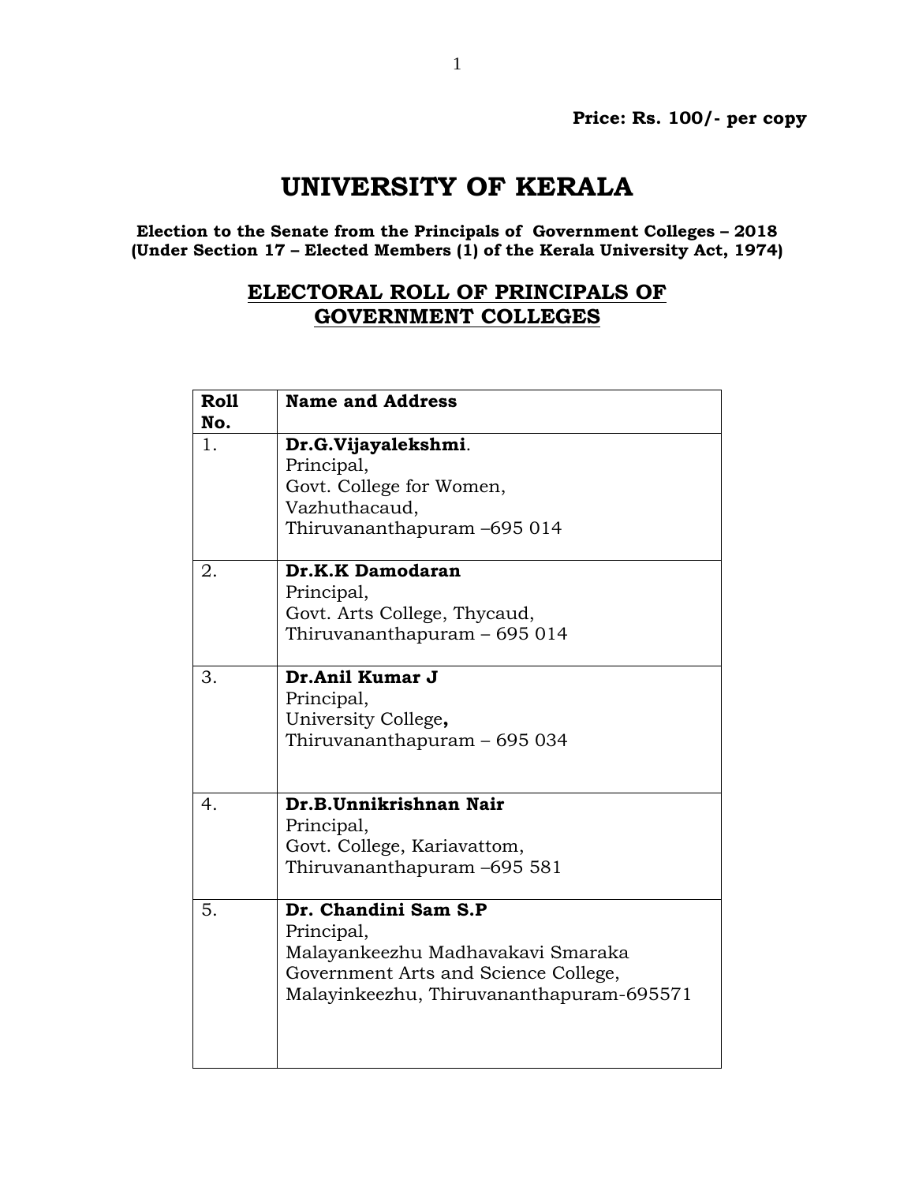**Price: Rs. 100/- per copy**

# UNIVERSITY OF KERALA

**Election to the Senate from the Principals of Government Colleges – 2018**
**(Under Section 17 – Elected Members (1) of the Kerala University Act, 1974)**

## ELECTORAL ROLL OF PRINCIPALS OF GOVERNMENT COLLEGES

| Roll No. | Name and Address |
|---|---|
| 1. | **Dr.G.Vijayalekshmi**. Principal, Govt. College for Women, Vazhuthacaud, Thiruvananthapuram –695 014 |
| 2. | **Dr.K.K Damodaran** Principal, Govt. Arts College, Thycaud, Thiruvananthapuram – 695 014 |
| 3. | **Dr.Anil Kumar J** Principal, University College**,** Thiruvananthapuram – 695 034 |
| 4. | **Dr.B.Unnikrishnan Nair** Principal, Govt. College, Kariavattom, Thiruvananthapuram –695 581 |
| 5. | **Dr. Chandini Sam S.P** Principal, Malayankeezhu Madhavakavi Smaraka Government Arts and Science College, Malayinkeezhu, Thiruvananthapuram-695571 |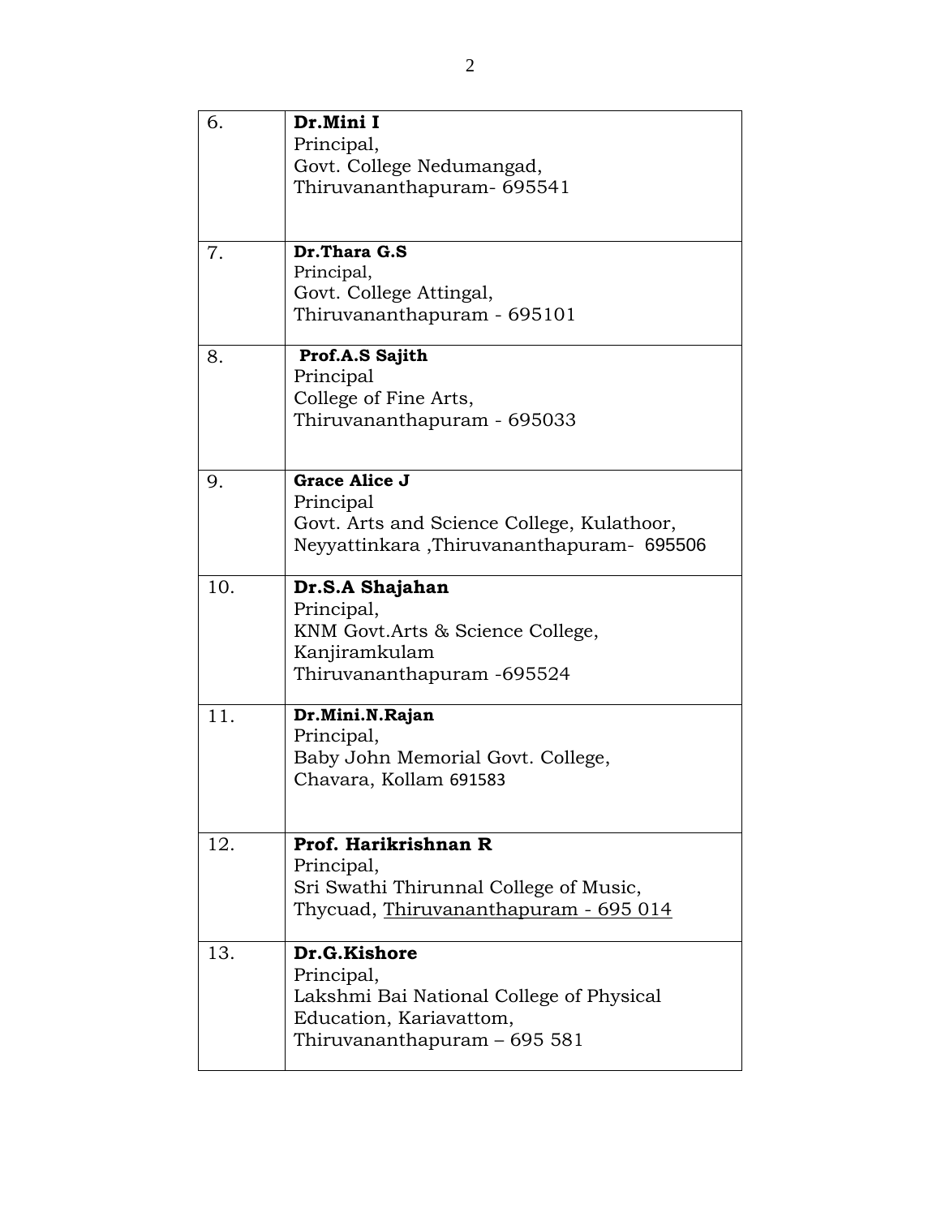| | |
|---|---|
| 6. | **Dr.Mini I**<br>Principal,<br>Govt. College Nedumangad,<br>Thiruvananthapuram- 695541 |
| 7. | **Dr.Thara G.S**<br>Principal,<br>Govt. College Attingal,<br>Thiruvananthapuram - 695101 |
| 8. | **Prof.A.S Sajith**<br>Principal<br>College of Fine Arts,<br>Thiruvananthapuram - 695033 |
| 9. | **Grace Alice J**<br>Principal<br>Govt. Arts and Science College, Kulathoor,<br>Neyyattinkara ,Thiruvananthapuram- 695506 |
| 10. | **Dr.S.A Shajahan**<br>Principal,<br>KNM Govt.Arts & Science College,<br>Kanjiramkulam<br>Thiruvananthapuram -695524 |
| 11. | **Dr.Mini.N.Rajan**<br>Principal,<br>Baby John Memorial Govt. College,<br>Chavara, Kollam 691583 |
| 12. | **Prof. Harikrishnan R**<br>Principal,<br>Sri Swathi Thirunnal College of Music,<br>Thycuad, Thiruvananthapuram - 695 014 |
| 13. | **Dr.G.Kishore**<br>Principal,<br>Lakshmi Bai National College of Physical<br>Education, Kariavattom,<br>Thiruvananthapuram – 695 581 |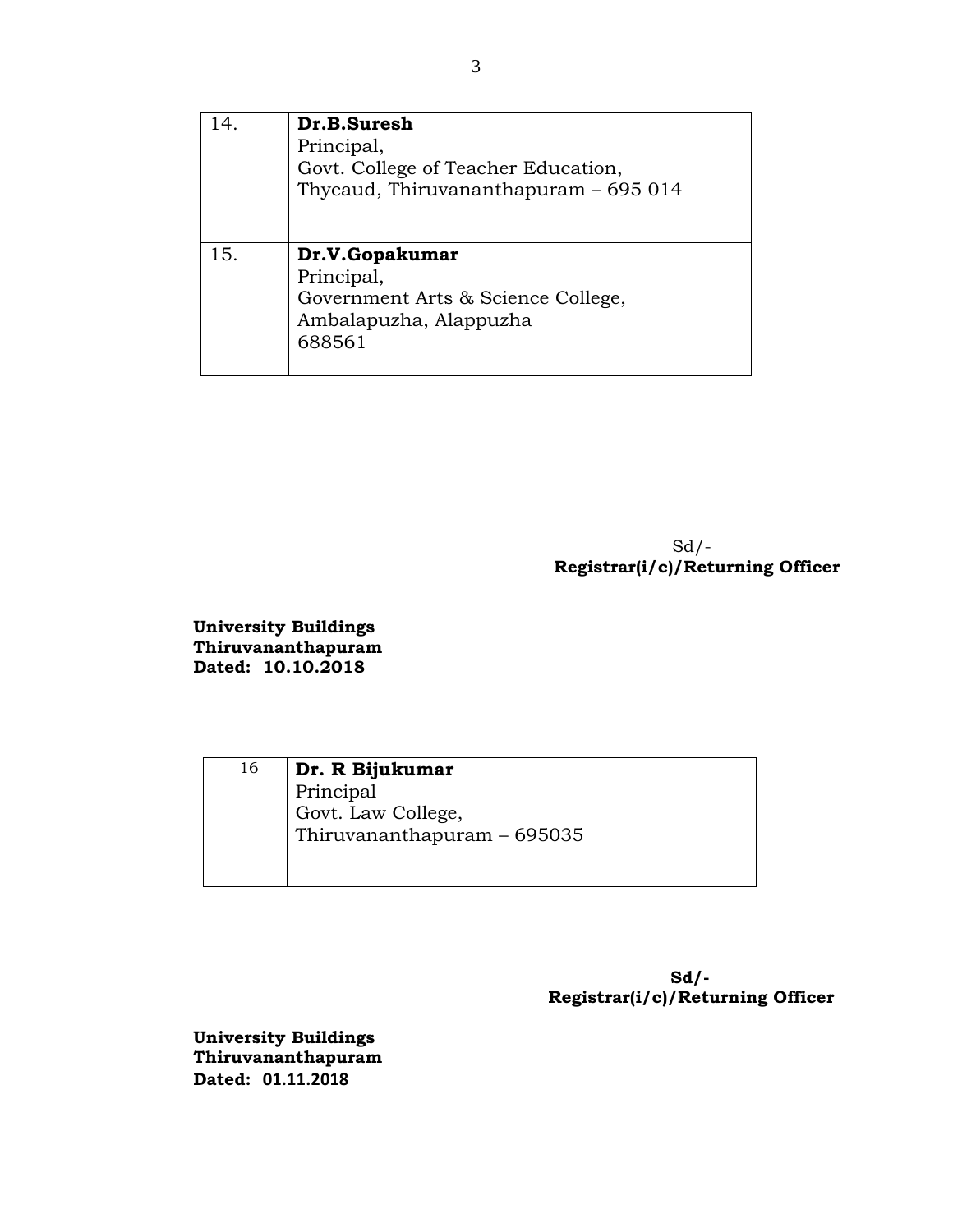| | |
|---|---|
| 14. | **Dr.B.Suresh**<br>Principal,<br>Govt. College of Teacher Education,<br>Thycaud, Thiruvananthapuram – 695 014 |
| 15. | **Dr.V.Gopakumar**<br>Principal,<br>Government Arts & Science College,<br>Ambalapuzha, Alappuzha<br>688561 |

Sd/-
**Registrar(i/c)/Returning Officer**

**University Buildings**
**Thiruvananthapuram**
**Dated: 10.10.2018**

| | |
|---|---|
| 16 | **Dr. R Bijukumar**<br>Principal<br>Govt. Law College,<br>Thiruvananthapuram – 695035 |

**Sd/-**
**Registrar(i/c)/Returning Officer**

**University Buildings**
**Thiruvananthapuram**
**Dated: 01.11.2018**